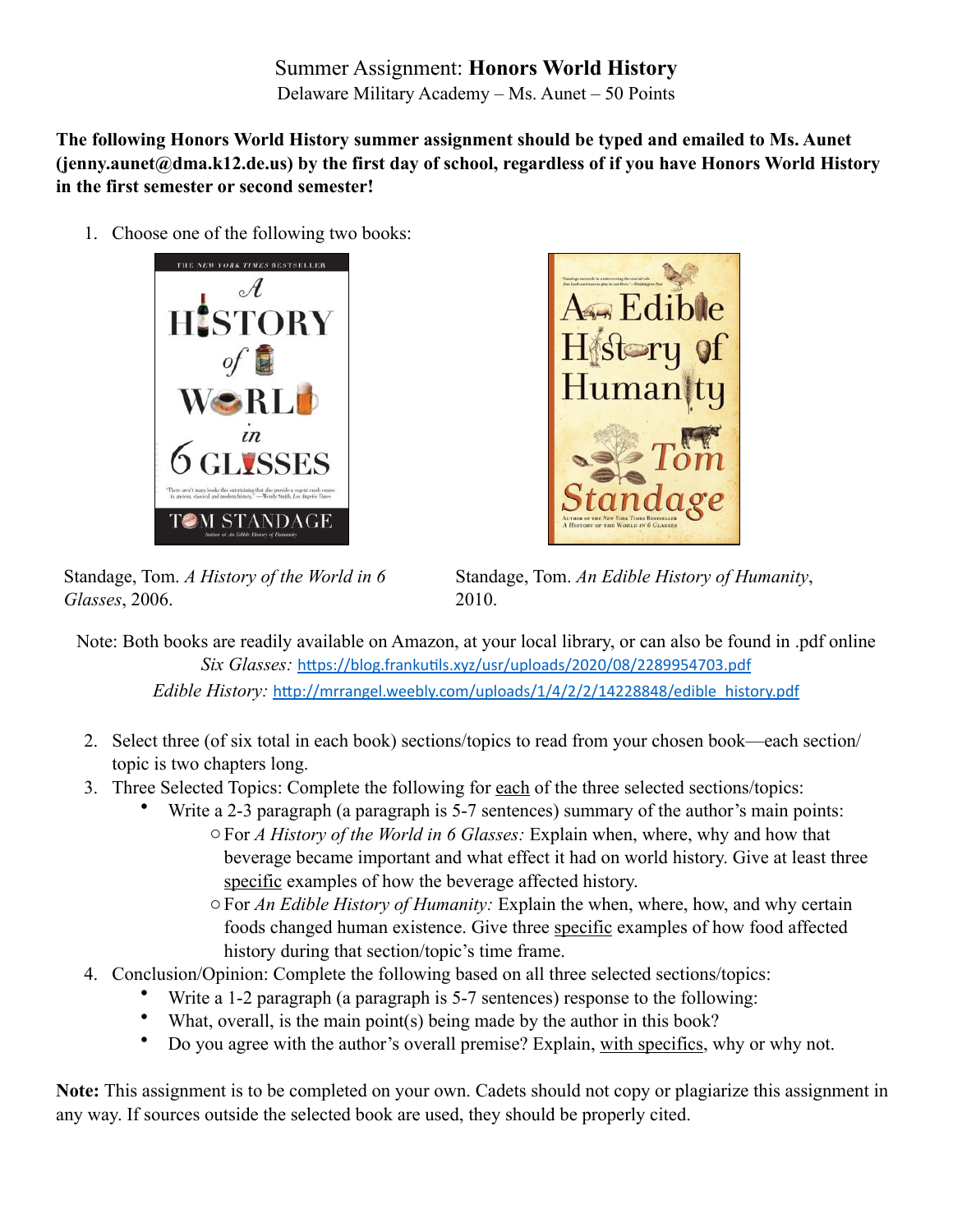# Summer Assignment: **Honors World History**

Delaware Military Academy – Ms. Aunet – 50 Points

**The following Honors World History summer assignment should be typed and emailed to Ms. Aunet (jenny.aunet@dma.k12.de.us) by the first day of school, regardless of if you have Honors World History in the first semester or second semester!**

1. Choose one of the following two books:

Standage, Tom. *A History of the World in 6 Glasses*, 2006.

Standage, Tom. *An Edible History of Humanity*, 2010.

Note: Both books are readily available on Amazon, at your local library, or can also be found in .pdf online

*Six Glasses:* https://blog.frankutils.xyz/usr/uploads/2020/08/2289954703.pdf

*Edible History:* http://mrrangel.weebly.com/uploads/1/4/2/2/14228848/edible_history.pdf

2. Select three (of six total in each book) sections/topics to read from your chosen book—each section/topic is two chapters long.
3. Three Selected Topics: Complete the following for <u>each</u> of the three selected sections/topics:
   - Write a 2-3 paragraph (a paragraph is 5-7 sentences) summary of the author's main points:
     - For *A History of the World in 6 Glasses:* Explain when, where, why and how that beverage became important and what effect it had on world history. Give at least three <u>specific</u> examples of how the beverage affected history.
     - For *An Edible History of Humanity:* Explain the when, where, how, and why certain foods changed human existence. Give three <u>specific</u> examples of how food affected history during that section/topic's time frame.
4. Conclusion/Opinion: Complete the following based on all three selected sections/topics:
   - Write a 1-2 paragraph (a paragraph is 5-7 sentences) response to the following:
   - What, overall, is the main point(s) being made by the author in this book?
   - Do you agree with the author's overall premise? Explain, <u>with specifics</u>, why or why not.

**Note:** This assignment is to be completed on your own. Cadets should not copy or plagiarize this assignment in any way. If sources outside the selected book are used, they should be properly cited.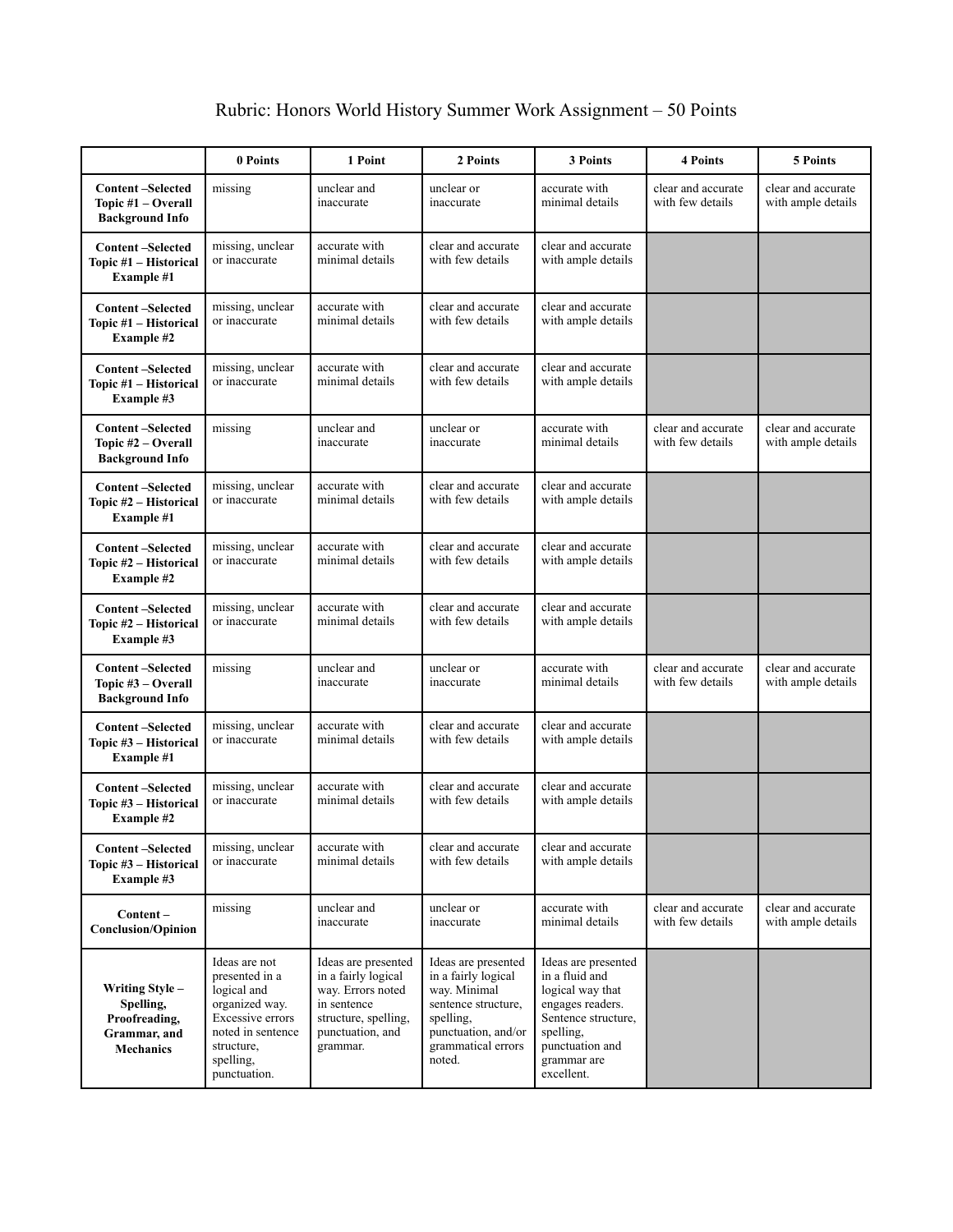# Rubric: Honors World History Summer Work Assignment – 50 Points

| | 0 Points | 1 Point | 2 Points | 3 Points | 4 Points | 5 Points |
|---|---|---|---|---|---|---|
| **Content –Selected Topic #1 – Overall Background Info** | missing | unclear and inaccurate | unclear or inaccurate | accurate with minimal details | clear and accurate with few details | clear and accurate with ample details |
| **Content –Selected Topic #1 – Historical Example #1** | missing, unclear or inaccurate | accurate with minimal details | clear and accurate with few details | clear and accurate with ample details | | |
| **Content –Selected Topic #1 – Historical Example #2** | missing, unclear or inaccurate | accurate with minimal details | clear and accurate with few details | clear and accurate with ample details | | |
| **Content –Selected Topic #1 – Historical Example #3** | missing, unclear or inaccurate | accurate with minimal details | clear and accurate with few details | clear and accurate with ample details | | |
| **Content –Selected Topic #2 – Overall Background Info** | missing | unclear and inaccurate | unclear or inaccurate | accurate with minimal details | clear and accurate with few details | clear and accurate with ample details |
| **Content –Selected Topic #2 – Historical Example #1** | missing, unclear or inaccurate | accurate with minimal details | clear and accurate with few details | clear and accurate with ample details | | |
| **Content –Selected Topic #2 – Historical Example #2** | missing, unclear or inaccurate | accurate with minimal details | clear and accurate with few details | clear and accurate with ample details | | |
| **Content –Selected Topic #2 – Historical Example #3** | missing, unclear or inaccurate | accurate with minimal details | clear and accurate with few details | clear and accurate with ample details | | |
| **Content –Selected Topic #3 – Overall Background Info** | missing | unclear and inaccurate | unclear or inaccurate | accurate with minimal details | clear and accurate with few details | clear and accurate with ample details |
| **Content –Selected Topic #3 – Historical Example #1** | missing, unclear or inaccurate | accurate with minimal details | clear and accurate with few details | clear and accurate with ample details | | |
| **Content –Selected Topic #3 – Historical Example #2** | missing, unclear or inaccurate | accurate with minimal details | clear and accurate with few details | clear and accurate with ample details | | |
| **Content –Selected Topic #3 – Historical Example #3** | missing, unclear or inaccurate | accurate with minimal details | clear and accurate with few details | clear and accurate with ample details | | |
| **Content – Conclusion/Opinion** | missing | unclear and inaccurate | unclear or inaccurate | accurate with minimal details | clear and accurate with few details | clear and accurate with ample details |
| **Writing Style – Spelling, Proofreading, Grammar, and Mechanics** | Ideas are not presented in a logical and organized way. Excessive errors noted in sentence structure, spelling, punctuation. | Ideas are presented in a fairly logical way. Errors noted in sentence structure, spelling, punctuation, and grammar. | Ideas are presented in a fairly logical way. Minimal sentence structure, spelling, punctuation, and/or grammatical errors noted. | Ideas are presented in a fluid and logical way that engages readers. Sentence structure, spelling, punctuation and grammar are excellent. | | |